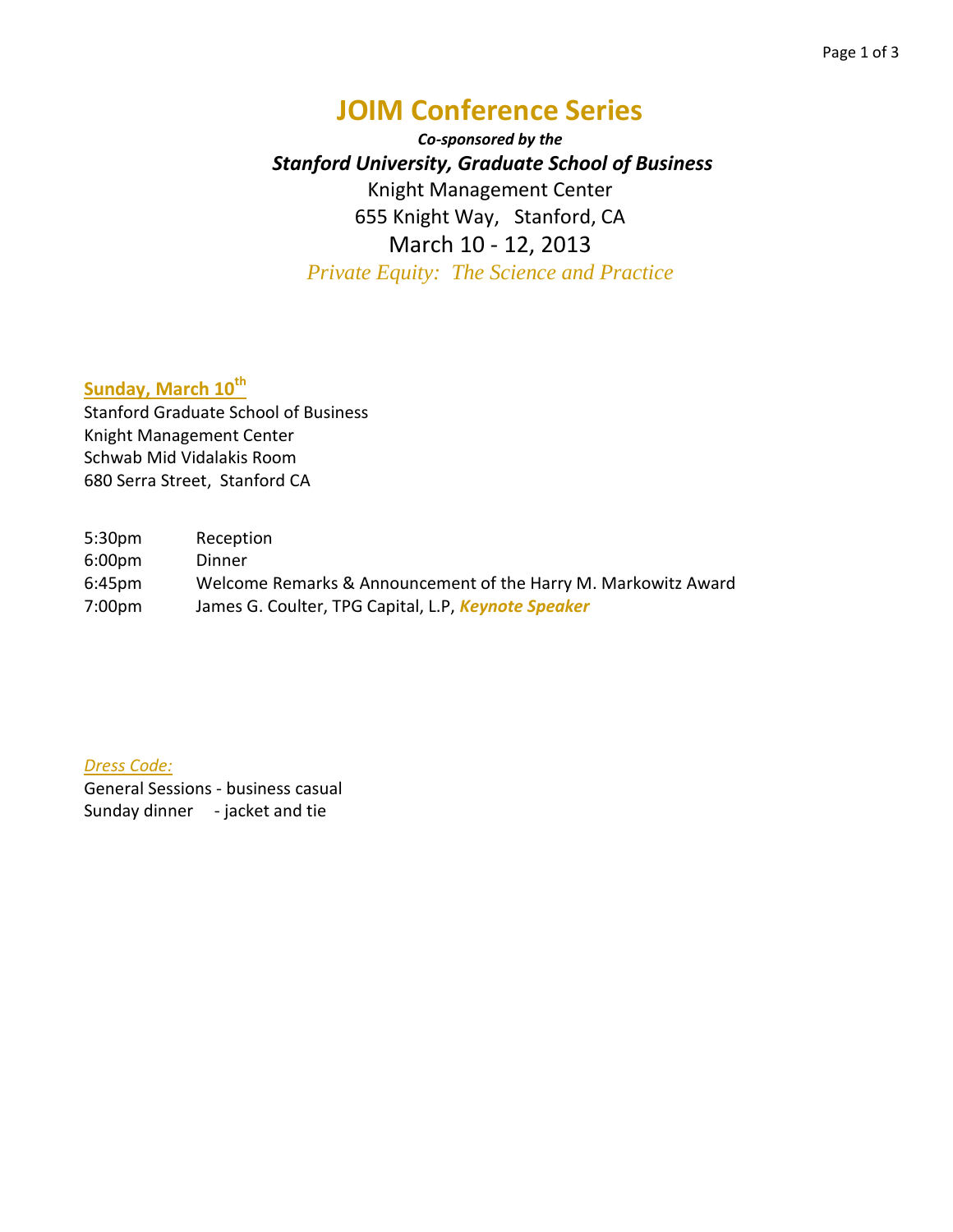# JOIM Conference Series

***Co-sponsored by the***

***Stanford University, Graduate School of Business***

Knight Management Center

655 Knight Way, Stanford, CA

March 10 - 12, 2013

*Private Equity: The Science and Practice*

## Sunday, March 10th

Stanford Graduate School of Business
Knight Management Center
Schwab Mid Vidalakis Room
680 Serra Street, Stanford CA

| | |
|---|---|
| 5:30pm | Reception |
| 6:00pm | Dinner |
| 6:45pm | Welcome Remarks & Announcement of the Harry M. Markowitz Award |
| 7:00pm | James G. Coulter, TPG Capital, L.P, ***Keynote Speaker*** |

*Dress Code:*

General Sessions - business casual
Sunday dinner - jacket and tie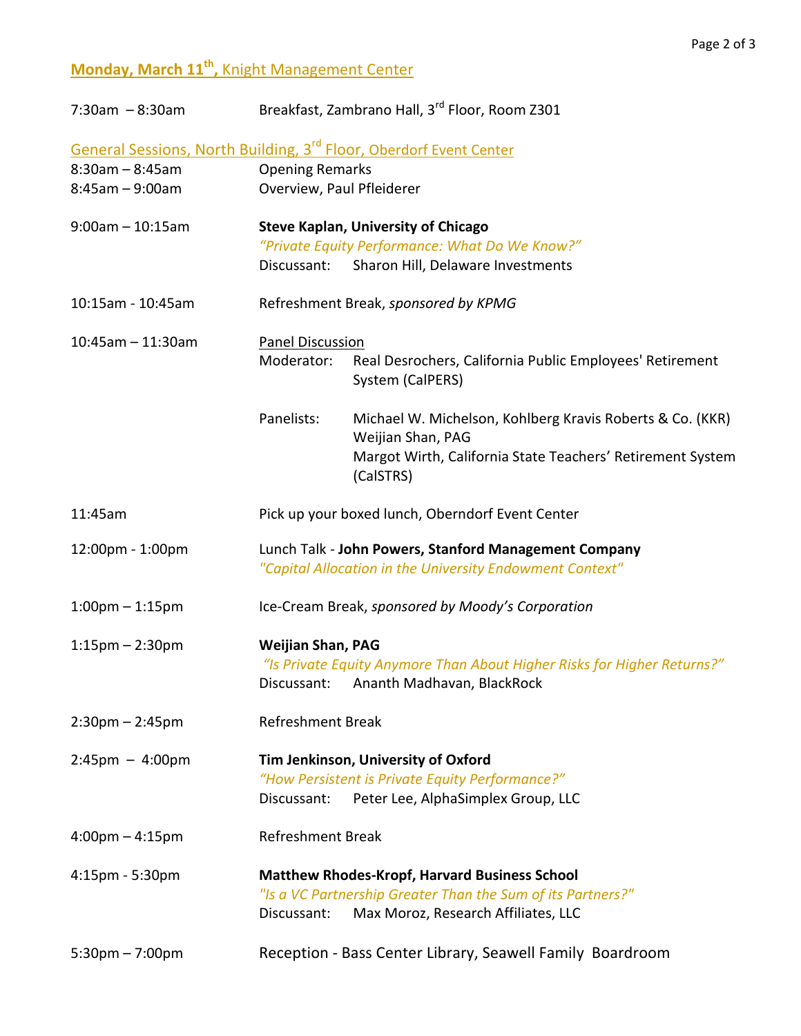## Monday, March 11th, Knight Management Center

7:30am – 8:30am Breakfast, Zambrano Hall, 3rd Floor, Room Z301

### General Sessions, North Building, 3rd Floor, Oberdorf Event Center

8:30am – 8:45am Opening Remarks

8:45am – 9:00am Overview, Paul Pfleiderer

9:00am – 10:15am **Steve Kaplan, University of Chicago**
*"Private Equity Performance: What Do We Know?"*
Discussant: Sharon Hill, Delaware Investments

10:15am - 10:45am Refreshment Break, *sponsored by KPMG*

10:45am – 11:30am Panel Discussion
Moderator: Real Desrochers, California Public Employees' Retirement System (CalPERS)

Panelists: Michael W. Michelson, Kohlberg Kravis Roberts & Co. (KKR)
Weijian Shan, PAG
Margot Wirth, California State Teachers' Retirement System (CalSTRS)

11:45am Pick up your boxed lunch, Oberndorf Event Center

12:00pm - 1:00pm Lunch Talk - **John Powers, Stanford Management Company**
*"Capital Allocation in the University Endowment Context"*

1:00pm – 1:15pm Ice-Cream Break, *sponsored by Moody's Corporation*

1:15pm – 2:30pm **Weijian Shan, PAG**
*"Is Private Equity Anymore Than About Higher Risks for Higher Returns?"*
Discussant: Ananth Madhavan, BlackRock

2:30pm – 2:45pm Refreshment Break

2:45pm – 4:00pm **Tim Jenkinson, University of Oxford**
*"How Persistent is Private Equity Performance?"*
Discussant: Peter Lee, AlphaSimplex Group, LLC

4:00pm – 4:15pm Refreshment Break

4:15pm - 5:30pm **Matthew Rhodes-Kropf, Harvard Business School**
*"Is a VC Partnership Greater Than the Sum of its Partners?"*
Discussant: Max Moroz, Research Affiliates, LLC

5:30pm – 7:00pm Reception - Bass Center Library, Seawell Family Boardroom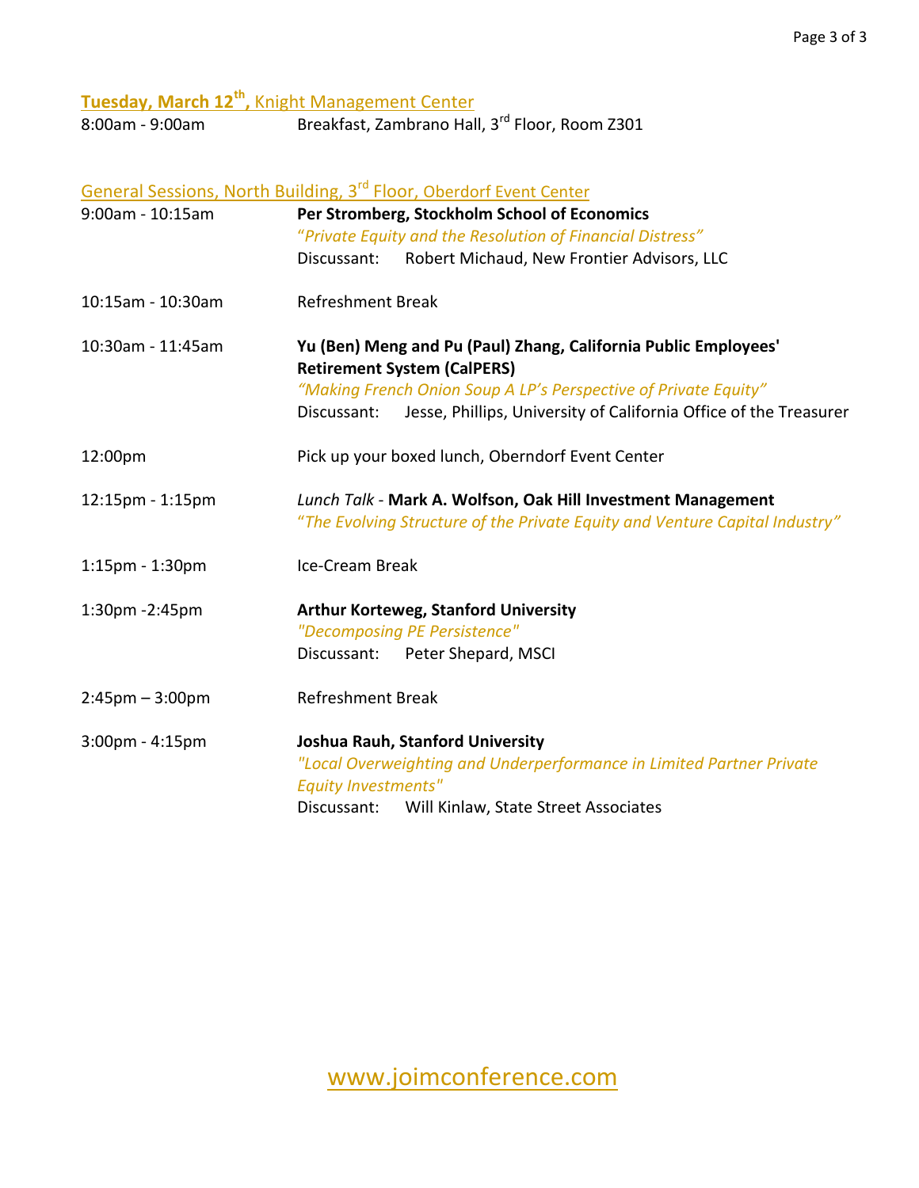## **Tuesday, March 12th,** Knight Management Center

8:00am - 9:00am    Breakfast, Zambrano Hall, 3rd Floor, Room Z301

### General Sessions, North Building, 3rd Floor, Oberdorf Event Center

| | |
|---|---|
| 9:00am - 10:15am | **Per Stromberg, Stockholm School of Economics**<br>*"Private Equity and the Resolution of Financial Distress"*<br>Discussant: Robert Michaud, New Frontier Advisors, LLC |
| 10:15am - 10:30am | Refreshment Break |
| 10:30am - 11:45am | **Yu (Ben) Meng and Pu (Paul) Zhang, California Public Employees' Retirement System (CalPERS)**<br>*"Making French Onion Soup A LP's Perspective of Private Equity"*<br>Discussant: Jesse, Phillips, University of California Office of the Treasurer |
| 12:00pm | Pick up your boxed lunch, Oberndorf Event Center |
| 12:15pm - 1:15pm | *Lunch Talk* - **Mark A. Wolfson, Oak Hill Investment Management**<br>*"The Evolving Structure of the Private Equity and Venture Capital Industry"* |
| 1:15pm - 1:30pm | Ice-Cream Break |
| 1:30pm -2:45pm | **Arthur Korteweg, Stanford University**<br>*"Decomposing PE Persistence"*<br>Discussant: Peter Shepard, MSCI |
| 2:45pm – 3:00pm | Refreshment Break |
| 3:00pm - 4:15pm | **Joshua Rauh, Stanford University**<br>*"Local Overweighting and Underperformance in Limited Partner Private Equity Investments"*<br>Discussant: Will Kinlaw, State Street Associates |

www.joimconference.com